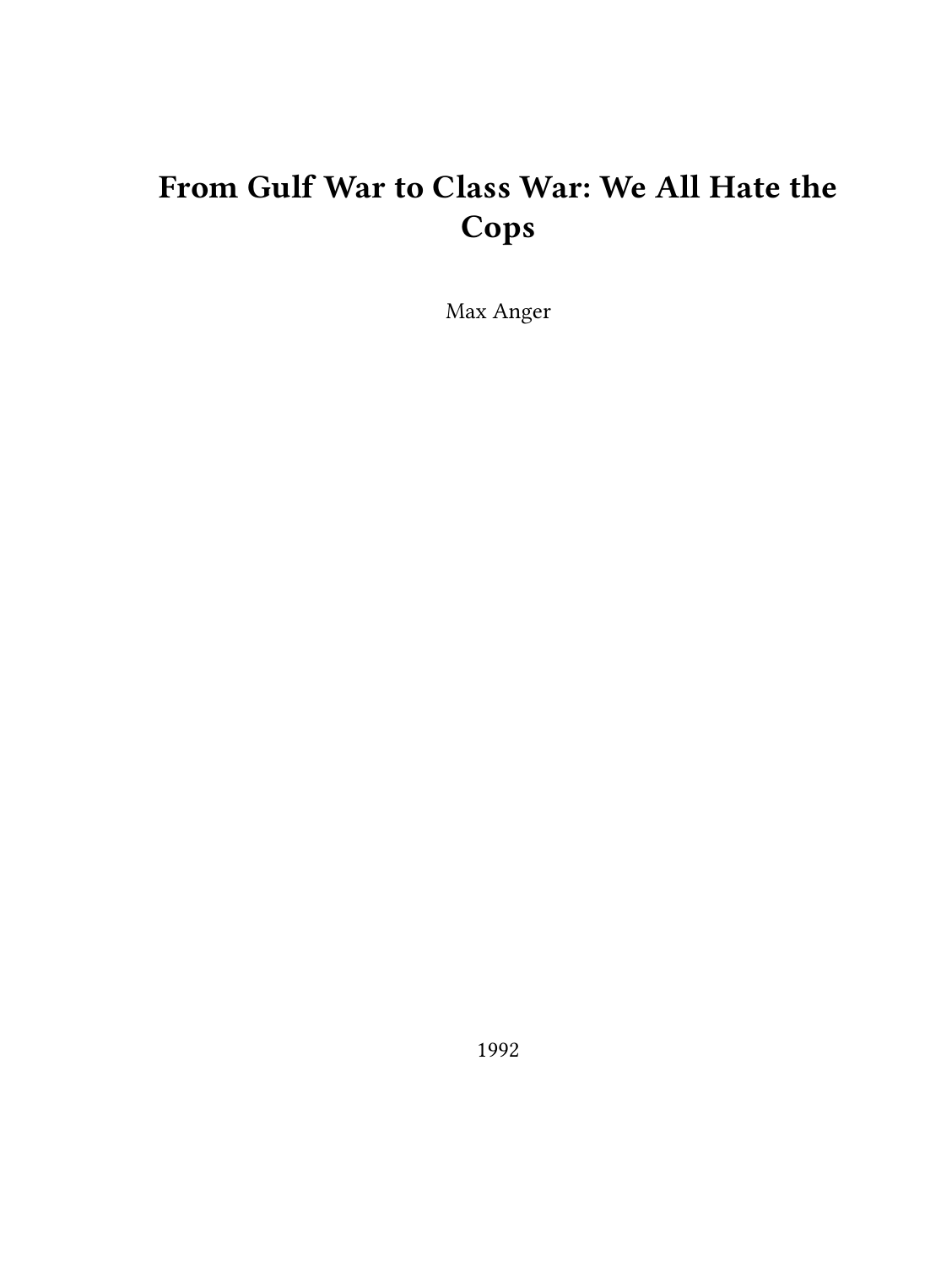# From Gulf War to Class War: We All Hate the Cops

Max Anger

1992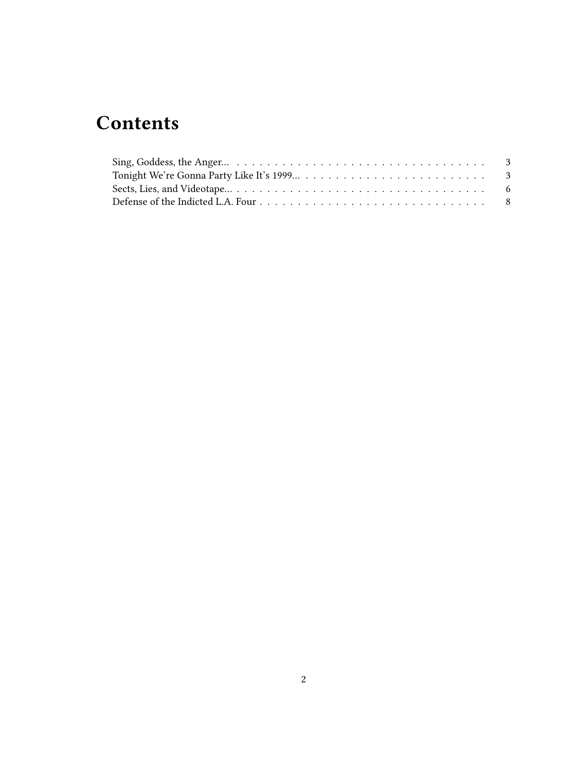# Contents

- Sing, Goddess, the Anger… 3
- Tonight We're Gonna Party Like It's 1999… 3
- Sects, Lies, and Videotape… 6
- Defense of the Indicted L.A. Four 8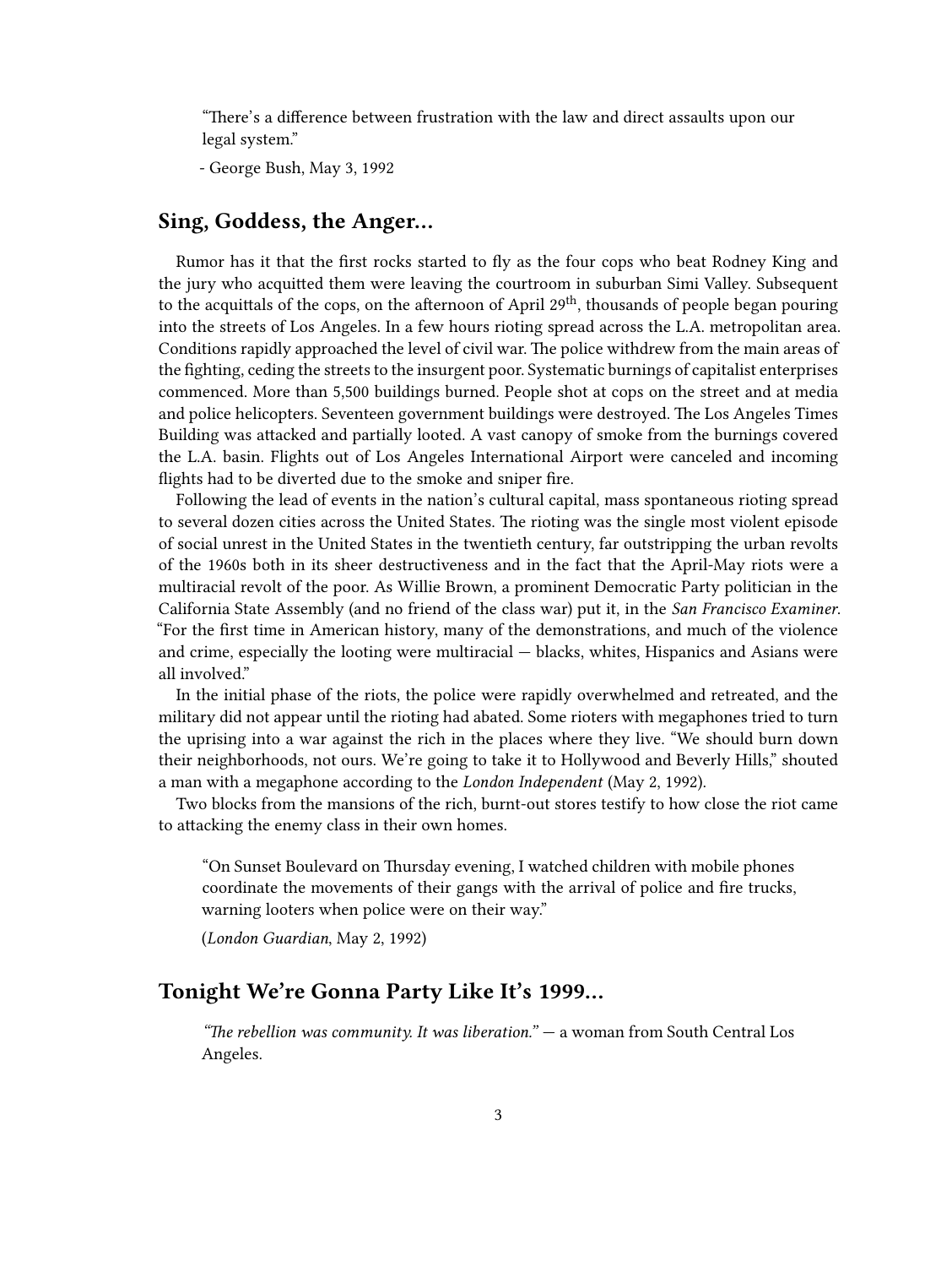> "There's a difference between frustration with the law and direct assaults upon our legal system."
>
> - George Bush, May 3, 1992

## Sing, Goddess, the Anger...

Rumor has it that the first rocks started to fly as the four cops who beat Rodney King and the jury who acquitted them were leaving the courtroom in suburban Simi Valley. Subsequent to the acquittals of the cops, on the afternoon of April 29th, thousands of people began pouring into the streets of Los Angeles. In a few hours rioting spread across the L.A. metropolitan area. Conditions rapidly approached the level of civil war. The police withdrew from the main areas of the fighting, ceding the streets to the insurgent poor. Systematic burnings of capitalist enterprises commenced. More than 5,500 buildings burned. People shot at cops on the street and at media and police helicopters. Seventeen government buildings were destroyed. The Los Angeles Times Building was attacked and partially looted. A vast canopy of smoke from the burnings covered the L.A. basin. Flights out of Los Angeles International Airport were canceled and incoming flights had to be diverted due to the smoke and sniper fire.

Following the lead of events in the nation's cultural capital, mass spontaneous rioting spread to several dozen cities across the United States. The rioting was the single most violent episode of social unrest in the United States in the twentieth century, far outstripping the urban revolts of the 1960s both in its sheer destructiveness and in the fact that the April-May riots were a multiracial revolt of the poor. As Willie Brown, a prominent Democratic Party politician in the California State Assembly (and no friend of the class war) put it, in the *San Francisco Examiner*. "For the first time in American history, many of the demonstrations, and much of the violence and crime, especially the looting were multiracial — blacks, whites, Hispanics and Asians were all involved."

In the initial phase of the riots, the police were rapidly overwhelmed and retreated, and the military did not appear until the rioting had abated. Some rioters with megaphones tried to turn the uprising into a war against the rich in the places where they live. "We should burn down their neighborhoods, not ours. We're going to take it to Hollywood and Beverly Hills," shouted a man with a megaphone according to the *London Independent* (May 2, 1992).

Two blocks from the mansions of the rich, burnt-out stores testify to how close the riot came to attacking the enemy class in their own homes.

> "On Sunset Boulevard on Thursday evening, I watched children with mobile phones coordinate the movements of their gangs with the arrival of police and fire trucks, warning looters when police were on their way."
>
> (*London Guardian*, May 2, 1992)

## Tonight We're Gonna Party Like It's 1999...

> *"The rebellion was community. It was liberation."* — a woman from South Central Los Angeles.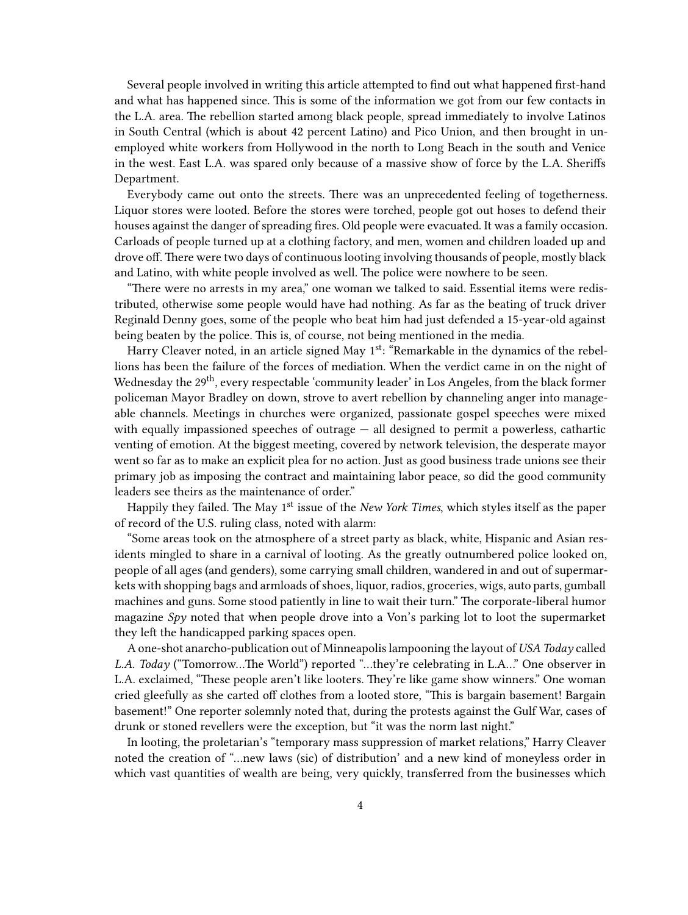Several people involved in writing this article attempted to find out what happened first-hand and what has happened since. This is some of the information we got from our few contacts in the L.A. area. The rebellion started among black people, spread immediately to involve Latinos in South Central (which is about 42 percent Latino) and Pico Union, and then brought in unemployed white workers from Hollywood in the north to Long Beach in the south and Venice in the west. East L.A. was spared only because of a massive show of force by the L.A. Sheriffs Department.

Everybody came out onto the streets. There was an unprecedented feeling of togetherness. Liquor stores were looted. Before the stores were torched, people got out hoses to defend their houses against the danger of spreading fires. Old people were evacuated. It was a family occasion. Carloads of people turned up at a clothing factory, and men, women and children loaded up and drove off. There were two days of continuous looting involving thousands of people, mostly black and Latino, with white people involved as well. The police were nowhere to be seen.

"There were no arrests in my area," one woman we talked to said. Essential items were redistributed, otherwise some people would have had nothing. As far as the beating of truck driver Reginald Denny goes, some of the people who beat him had just defended a 15-year-old against being beaten by the police. This is, of course, not being mentioned in the media.

Harry Cleaver noted, in an article signed May 1st: "Remarkable in the dynamics of the rebellions has been the failure of the forces of mediation. When the verdict came in on the night of Wednesday the 29th, every respectable 'community leader' in Los Angeles, from the black former policeman Mayor Bradley on down, strove to avert rebellion by channeling anger into manageable channels. Meetings in churches were organized, passionate gospel speeches were mixed with equally impassioned speeches of outrage — all designed to permit a powerless, cathartic venting of emotion. At the biggest meeting, covered by network television, the desperate mayor went so far as to make an explicit plea for no action. Just as good business trade unions see their primary job as imposing the contract and maintaining labor peace, so did the good community leaders see theirs as the maintenance of order."

Happily they failed. The May 1st issue of the *New York Times*, which styles itself as the paper of record of the U.S. ruling class, noted with alarm:

"Some areas took on the atmosphere of a street party as black, white, Hispanic and Asian residents mingled to share in a carnival of looting. As the greatly outnumbered police looked on, people of all ages (and genders), some carrying small children, wandered in and out of supermarkets with shopping bags and armloads of shoes, liquor, radios, groceries, wigs, auto parts, gumball machines and guns. Some stood patiently in line to wait their turn." The corporate-liberal humor magazine *Spy* noted that when people drove into a Von's parking lot to loot the supermarket they left the handicapped parking spaces open.

A one-shot anarcho-publication out of Minneapolis lampooning the layout of *USA Today* called *L.A. Today* ("Tomorrow…The World") reported "…they're celebrating in L.A…" One observer in L.A. exclaimed, "These people aren't like looters. They're like game show winners." One woman cried gleefully as she carted off clothes from a looted store, "This is bargain basement! Bargain basement!" One reporter solemnly noted that, during the protests against the Gulf War, cases of drunk or stoned revellers were the exception, but "it was the norm last night."

In looting, the proletarian's "temporary mass suppression of market relations," Harry Cleaver noted the creation of "…new laws (sic) of distribution' and a new kind of moneyless order in which vast quantities of wealth are being, very quickly, transferred from the businesses which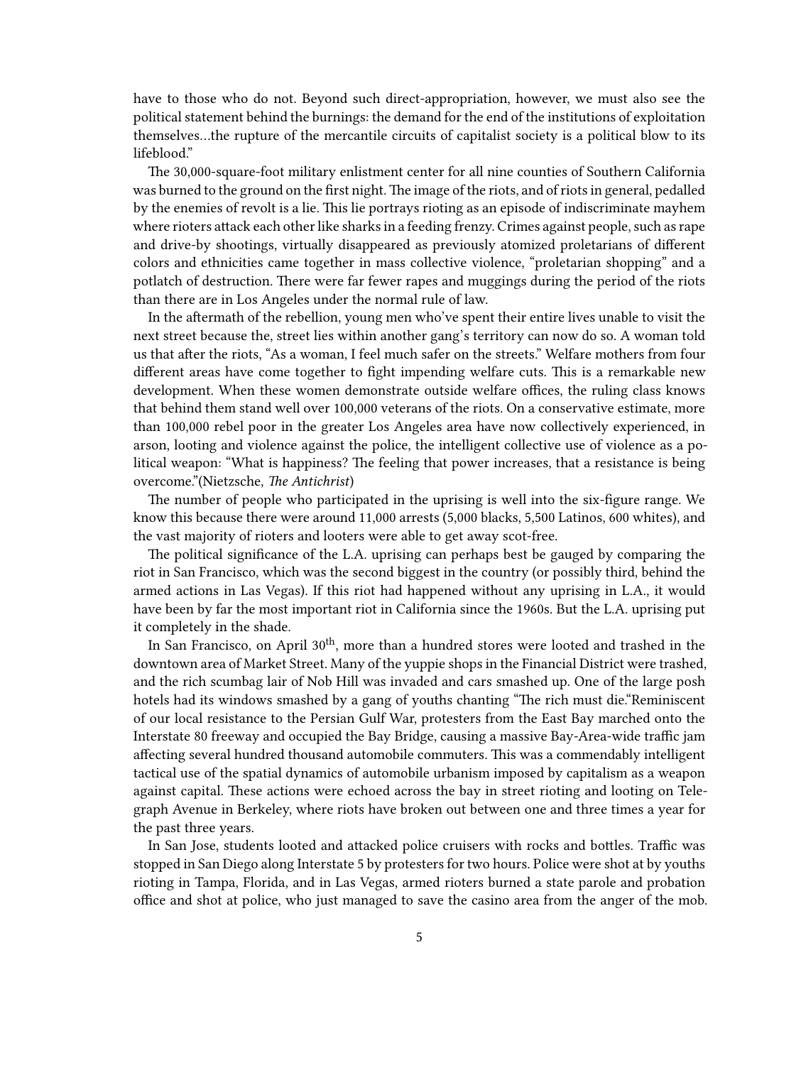have to those who do not. Beyond such direct-appropriation, however, we must also see the political statement behind the burnings: the demand for the end of the institutions of exploitation themselves…the rupture of the mercantile circuits of capitalist society is a political blow to its lifeblood."

The 30,000-square-foot military enlistment center for all nine counties of Southern California was burned to the ground on the first night. The image of the riots, and of riots in general, pedalled by the enemies of revolt is a lie. This lie portrays rioting as an episode of indiscriminate mayhem where rioters attack each other like sharks in a feeding frenzy. Crimes against people, such as rape and drive-by shootings, virtually disappeared as previously atomized proletarians of different colors and ethnicities came together in mass collective violence, "proletarian shopping" and a potlatch of destruction. There were far fewer rapes and muggings during the period of the riots than there are in Los Angeles under the normal rule of law.

In the aftermath of the rebellion, young men who've spent their entire lives unable to visit the next street because the, street lies within another gang's territory can now do so. A woman told us that after the riots, "As a woman, I feel much safer on the streets." Welfare mothers from four different areas have come together to fight impending welfare cuts. This is a remarkable new development. When these women demonstrate outside welfare offices, the ruling class knows that behind them stand well over 100,000 veterans of the riots. On a conservative estimate, more than 100,000 rebel poor in the greater Los Angeles area have now collectively experienced, in arson, looting and violence against the police, the intelligent collective use of violence as a political weapon: "What is happiness? The feeling that power increases, that a resistance is being overcome."(Nietzsche, *The Antichrist*)

The number of people who participated in the uprising is well into the six-figure range. We know this because there were around 11,000 arrests (5,000 blacks, 5,500 Latinos, 600 whites), and the vast majority of rioters and looters were able to get away scot-free.

The political significance of the L.A. uprising can perhaps best be gauged by comparing the riot in San Francisco, which was the second biggest in the country (or possibly third, behind the armed actions in Las Vegas). If this riot had happened without any uprising in L.A., it would have been by far the most important riot in California since the 1960s. But the L.A. uprising put it completely in the shade.

In San Francisco, on April 30th, more than a hundred stores were looted and trashed in the downtown area of Market Street. Many of the yuppie shops in the Financial District were trashed, and the rich scumbag lair of Nob Hill was invaded and cars smashed up. One of the large posh hotels had its windows smashed by a gang of youths chanting "The rich must die."Reminiscent of our local resistance to the Persian Gulf War, protesters from the East Bay marched onto the Interstate 80 freeway and occupied the Bay Bridge, causing a massive Bay-Area-wide traffic jam affecting several hundred thousand automobile commuters. This was a commendably intelligent tactical use of the spatial dynamics of automobile urbanism imposed by capitalism as a weapon against capital. These actions were echoed across the bay in street rioting and looting on Telegraph Avenue in Berkeley, where riots have broken out between one and three times a year for the past three years.

In San Jose, students looted and attacked police cruisers with rocks and bottles. Traffic was stopped in San Diego along Interstate 5 by protesters for two hours. Police were shot at by youths rioting in Tampa, Florida, and in Las Vegas, armed rioters burned a state parole and probation office and shot at police, who just managed to save the casino area from the anger of the mob.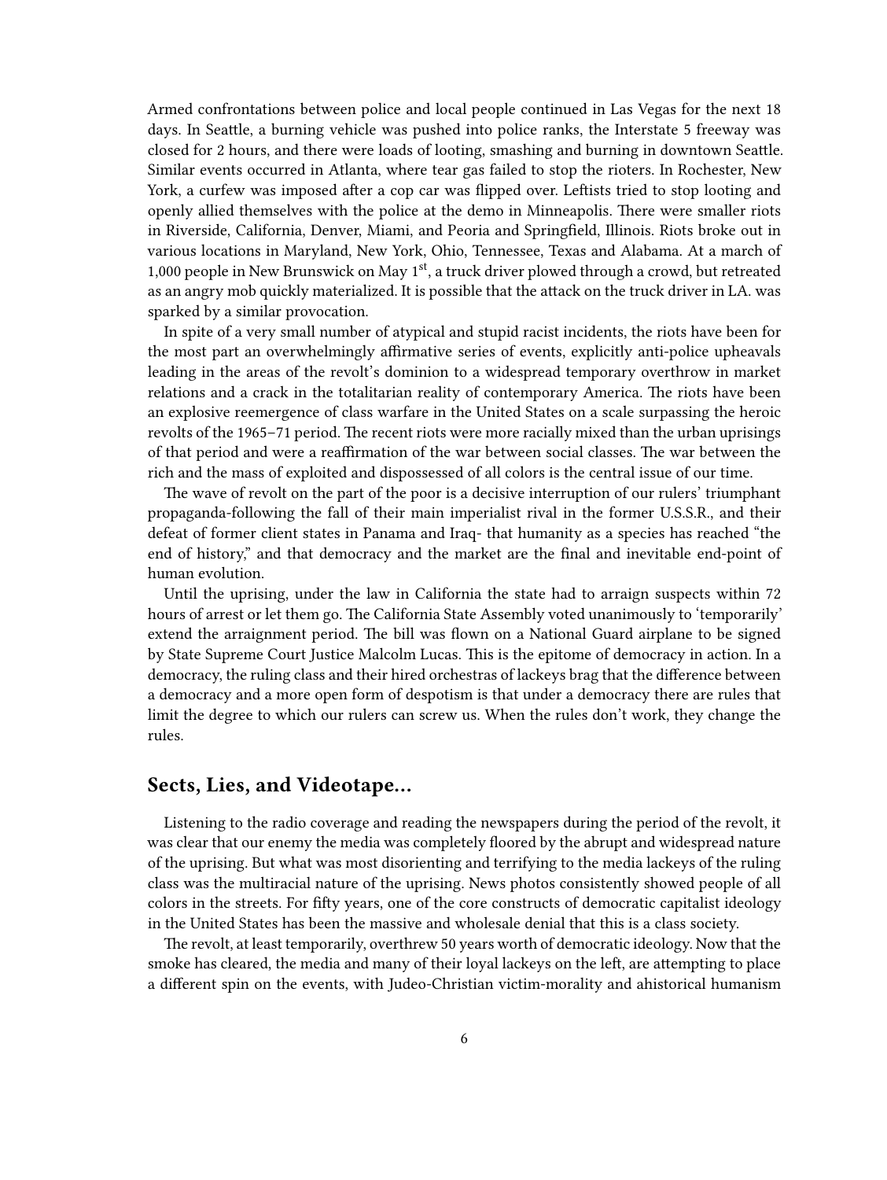Armed confrontations between police and local people continued in Las Vegas for the next 18 days. In Seattle, a burning vehicle was pushed into police ranks, the Interstate 5 freeway was closed for 2 hours, and there were loads of looting, smashing and burning in downtown Seattle. Similar events occurred in Atlanta, where tear gas failed to stop the rioters. In Rochester, New York, a curfew was imposed after a cop car was flipped over. Leftists tried to stop looting and openly allied themselves with the police at the demo in Minneapolis. There were smaller riots in Riverside, California, Denver, Miami, and Peoria and Springfield, Illinois. Riots broke out in various locations in Maryland, New York, Ohio, Tennessee, Texas and Alabama. At a march of 1,000 people in New Brunswick on May 1st, a truck driver plowed through a crowd, but retreated as an angry mob quickly materialized. It is possible that the attack on the truck driver in LA. was sparked by a similar provocation.

In spite of a very small number of atypical and stupid racist incidents, the riots have been for the most part an overwhelmingly affirmative series of events, explicitly anti-police upheavals leading in the areas of the revolt's dominion to a widespread temporary overthrow in market relations and a crack in the totalitarian reality of contemporary America. The riots have been an explosive reemergence of class warfare in the United States on a scale surpassing the heroic revolts of the 1965–71 period. The recent riots were more racially mixed than the urban uprisings of that period and were a reaffirmation of the war between social classes. The war between the rich and the mass of exploited and dispossessed of all colors is the central issue of our time.

The wave of revolt on the part of the poor is a decisive interruption of our rulers' triumphant propaganda-following the fall of their main imperialist rival in the former U.S.S.R., and their defeat of former client states in Panama and Iraq- that humanity as a species has reached "the end of history," and that democracy and the market are the final and inevitable end-point of human evolution.

Until the uprising, under the law in California the state had to arraign suspects within 72 hours of arrest or let them go. The California State Assembly voted unanimously to 'temporarily' extend the arraignment period. The bill was flown on a National Guard airplane to be signed by State Supreme Court Justice Malcolm Lucas. This is the epitome of democracy in action. In a democracy, the ruling class and their hired orchestras of lackeys brag that the difference between a democracy and a more open form of despotism is that under a democracy there are rules that limit the degree to which our rulers can screw us. When the rules don't work, they change the rules.

## Sects, Lies, and Videotape…

Listening to the radio coverage and reading the newspapers during the period of the revolt, it was clear that our enemy the media was completely floored by the abrupt and widespread nature of the uprising. But what was most disorienting and terrifying to the media lackeys of the ruling class was the multiracial nature of the uprising. News photos consistently showed people of all colors in the streets. For fifty years, one of the core constructs of democratic capitalist ideology in the United States has been the massive and wholesale denial that this is a class society.

The revolt, at least temporarily, overthrew 50 years worth of democratic ideology. Now that the smoke has cleared, the media and many of their loyal lackeys on the left, are attempting to place a different spin on the events, with Judeo-Christian victim-morality and ahistorical humanism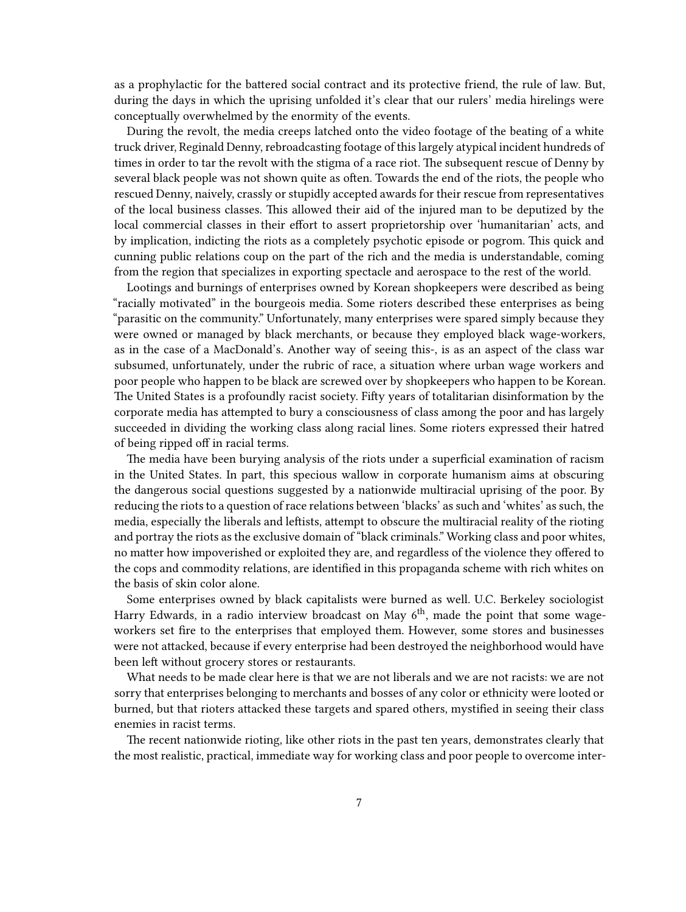as a prophylactic for the battered social contract and its protective friend, the rule of law. But, during the days in which the uprising unfolded it's clear that our rulers' media hirelings were conceptually overwhelmed by the enormity of the events.

During the revolt, the media creeps latched onto the video footage of the beating of a white truck driver, Reginald Denny, rebroadcasting footage of this largely atypical incident hundreds of times in order to tar the revolt with the stigma of a race riot. The subsequent rescue of Denny by several black people was not shown quite as often. Towards the end of the riots, the people who rescued Denny, naively, crassly or stupidly accepted awards for their rescue from representatives of the local business classes. This allowed their aid of the injured man to be deputized by the local commercial classes in their effort to assert proprietorship over 'humanitarian' acts, and by implication, indicting the riots as a completely psychotic episode or pogrom. This quick and cunning public relations coup on the part of the rich and the media is understandable, coming from the region that specializes in exporting spectacle and aerospace to the rest of the world.

Lootings and burnings of enterprises owned by Korean shopkeepers were described as being "racially motivated" in the bourgeois media. Some rioters described these enterprises as being "parasitic on the community." Unfortunately, many enterprises were spared simply because they were owned or managed by black merchants, or because they employed black wage-workers, as in the case of a MacDonald's. Another way of seeing this-, is as an aspect of the class war subsumed, unfortunately, under the rubric of race, a situation where urban wage workers and poor people who happen to be black are screwed over by shopkeepers who happen to be Korean. The United States is a profoundly racist society. Fifty years of totalitarian disinformation by the corporate media has attempted to bury a consciousness of class among the poor and has largely succeeded in dividing the working class along racial lines. Some rioters expressed their hatred of being ripped off in racial terms.

The media have been burying analysis of the riots under a superficial examination of racism in the United States. In part, this specious wallow in corporate humanism aims at obscuring the dangerous social questions suggested by a nationwide multiracial uprising of the poor. By reducing the riots to a question of race relations between 'blacks' as such and 'whites' as such, the media, especially the liberals and leftists, attempt to obscure the multiracial reality of the rioting and portray the riots as the exclusive domain of "black criminals." Working class and poor whites, no matter how impoverished or exploited they are, and regardless of the violence they offered to the cops and commodity relations, are identified in this propaganda scheme with rich whites on the basis of skin color alone.

Some enterprises owned by black capitalists were burned as well. U.C. Berkeley sociologist Harry Edwards, in a radio interview broadcast on May 6th, made the point that some wage-workers set fire to the enterprises that employed them. However, some stores and businesses were not attacked, because if every enterprise had been destroyed the neighborhood would have been left without grocery stores or restaurants.

What needs to be made clear here is that we are not liberals and we are not racists: we are not sorry that enterprises belonging to merchants and bosses of any color or ethnicity were looted or burned, but that rioters attacked these targets and spared others, mystified in seeing their class enemies in racist terms.

The recent nationwide rioting, like other riots in the past ten years, demonstrates clearly that the most realistic, practical, immediate way for working class and poor people to overcome inter-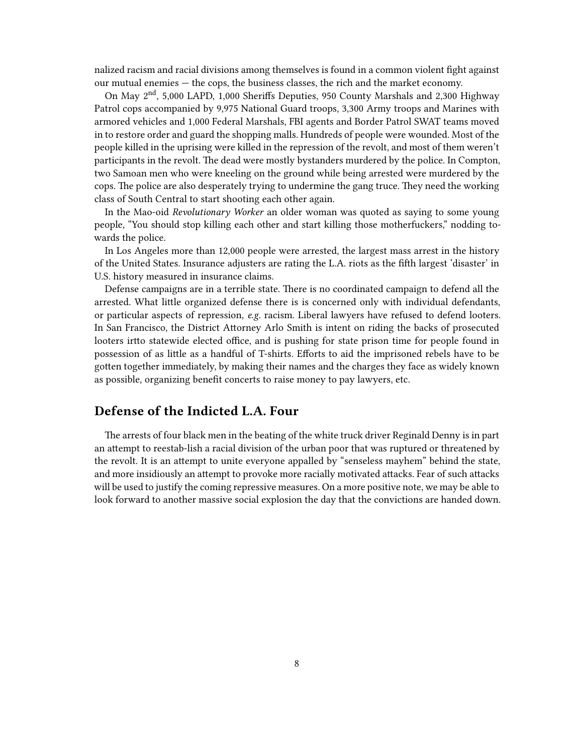nalized racism and racial divisions among themselves is found in a common violent fight against our mutual enemies — the cops, the business classes, the rich and the market economy.

On May 2nd, 5,000 LAPD, 1,000 Sheriffs Deputies, 950 County Marshals and 2,300 Highway Patrol cops accompanied by 9,975 National Guard troops, 3,300 Army troops and Marines with armored vehicles and 1,000 Federal Marshals, FBI agents and Border Patrol SWAT teams moved in to restore order and guard the shopping malls. Hundreds of people were wounded. Most of the people killed in the uprising were killed in the repression of the revolt, and most of them weren't participants in the revolt. The dead were mostly bystanders murdered by the police. In Compton, two Samoan men who were kneeling on the ground while being arrested were murdered by the cops. The police are also desperately trying to undermine the gang truce. They need the working class of South Central to start shooting each other again.

In the Mao-oid *Revolutionary Worker* an older woman was quoted as saying to some young people, "You should stop killing each other and start killing those motherfuckers," nodding towards the police.

In Los Angeles more than 12,000 people were arrested, the largest mass arrest in the history of the United States. Insurance adjusters are rating the L.A. riots as the fifth largest 'disaster' in U.S. history measured in insurance claims.

Defense campaigns are in a terrible state. There is no coordinated campaign to defend all the arrested. What little organized defense there is is concerned only with individual defendants, or particular aspects of repression, *e.g.* racism. Liberal lawyers have refused to defend looters. In San Francisco, the District Attorney Arlo Smith is intent on riding the backs of prosecuted looters irtto statewide elected office, and is pushing for state prison time for people found in possession of as little as a handful of T-shirts. Efforts to aid the imprisoned rebels have to be gotten together immediately, by making their names and the charges they face as widely known as possible, organizing benefit concerts to raise money to pay lawyers, etc.

## Defense of the Indicted L.A. Four

The arrests of four black men in the beating of the white truck driver Reginald Denny is in part an attempt to reestab-lish a racial division of the urban poor that was ruptured or threatened by the revolt. It is an attempt to unite everyone appalled by "senseless mayhem" behind the state, and more insidiously an attempt to provoke more racially motivated attacks. Fear of such attacks will be used to justify the coming repressive measures. On a more positive note, we may be able to look forward to another massive social explosion the day that the convictions are handed down.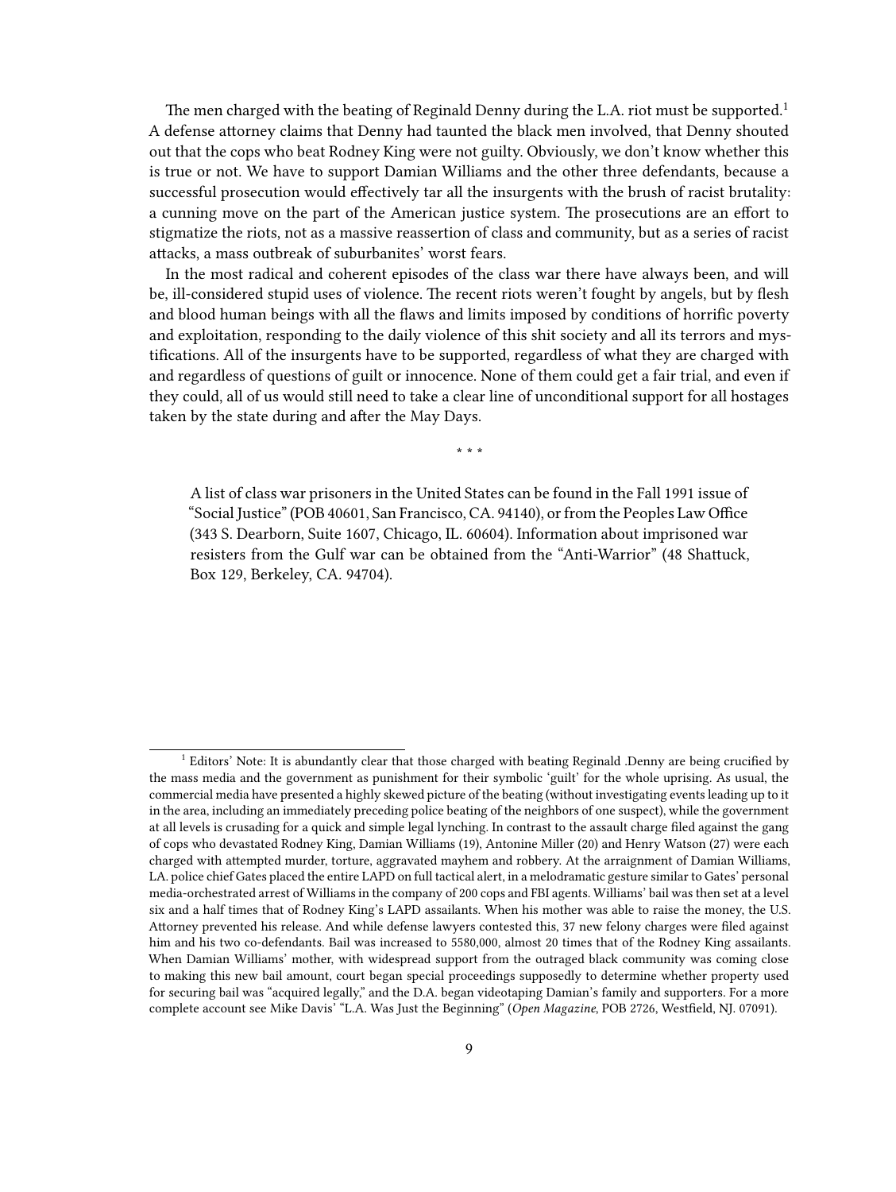The men charged with the beating of Reginald Denny during the L.A. riot must be supported.[1] A defense attorney claims that Denny had taunted the black men involved, that Denny shouted out that the cops who beat Rodney King were not guilty. Obviously, we don't know whether this is true or not. We have to support Damian Williams and the other three defendants, because a successful prosecution would effectively tar all the insurgents with the brush of racist brutality: a cunning move on the part of the American justice system. The prosecutions are an effort to stigmatize the riots, not as a massive reassertion of class and community, but as a series of racist attacks, a mass outbreak of suburbanites' worst fears.

In the most radical and coherent episodes of the class war there have always been, and will be, ill-considered stupid uses of violence. The recent riots weren't fought by angels, but by flesh and blood human beings with all the flaws and limits imposed by conditions of horrific poverty and exploitation, responding to the daily violence of this shit society and all its terrors and mystifications. All of the insurgents have to be supported, regardless of what they are charged with and regardless of questions of guilt or innocence. None of them could get a fair trial, and even if they could, all of us would still need to take a clear line of unconditional support for all hostages taken by the state during and after the May Days.

\* \* \*

> A list of class war prisoners in the United States can be found in the Fall 1991 issue of "Social Justice" (POB 40601, San Francisco, CA. 94140), or from the Peoples Law Office (343 S. Dearborn, Suite 1607, Chicago, IL. 60604). Information about imprisoned war resisters from the Gulf war can be obtained from the "Anti-Warrior" (48 Shattuck, Box 129, Berkeley, CA. 94704).

---

[1] Editors' Note: It is abundantly clear that those charged with beating Reginald .Denny are being crucified by the mass media and the government as punishment for their symbolic 'guilt' for the whole uprising. As usual, the commercial media have presented a highly skewed picture of the beating (without investigating events leading up to it in the area, including an immediately preceding police beating of the neighbors of one suspect), while the government at all levels is crusading for a quick and simple legal lynching. In contrast to the assault charge filed against the gang of cops who devastated Rodney King, Damian Williams (19), Antonine Miller (20) and Henry Watson (27) were each charged with attempted murder, torture, aggravated mayhem and robbery. At the arraignment of Damian Williams, LA. police chief Gates placed the entire LAPD on full tactical alert, in a melodramatic gesture similar to Gates' personal media-orchestrated arrest of Williams in the company of 200 cops and FBI agents. Williams' bail was then set at a level six and a half times that of Rodney King's LAPD assailants. When his mother was able to raise the money, the U.S. Attorney prevented his release. And while defense lawyers contested this, 37 new felony charges were filed against him and his two co-defendants. Bail was increased to 5580,000, almost 20 times that of the Rodney King assailants. When Damian Williams' mother, with widespread support from the outraged black community was coming close to making this new bail amount, court began special proceedings supposedly to determine whether property used for securing bail was "acquired legally," and the D.A. began videotaping Damian's family and supporters. For a more complete account see Mike Davis' "L.A. Was Just the Beginning" (*Open Magazine*, POB 2726, Westfield, NJ. 07091).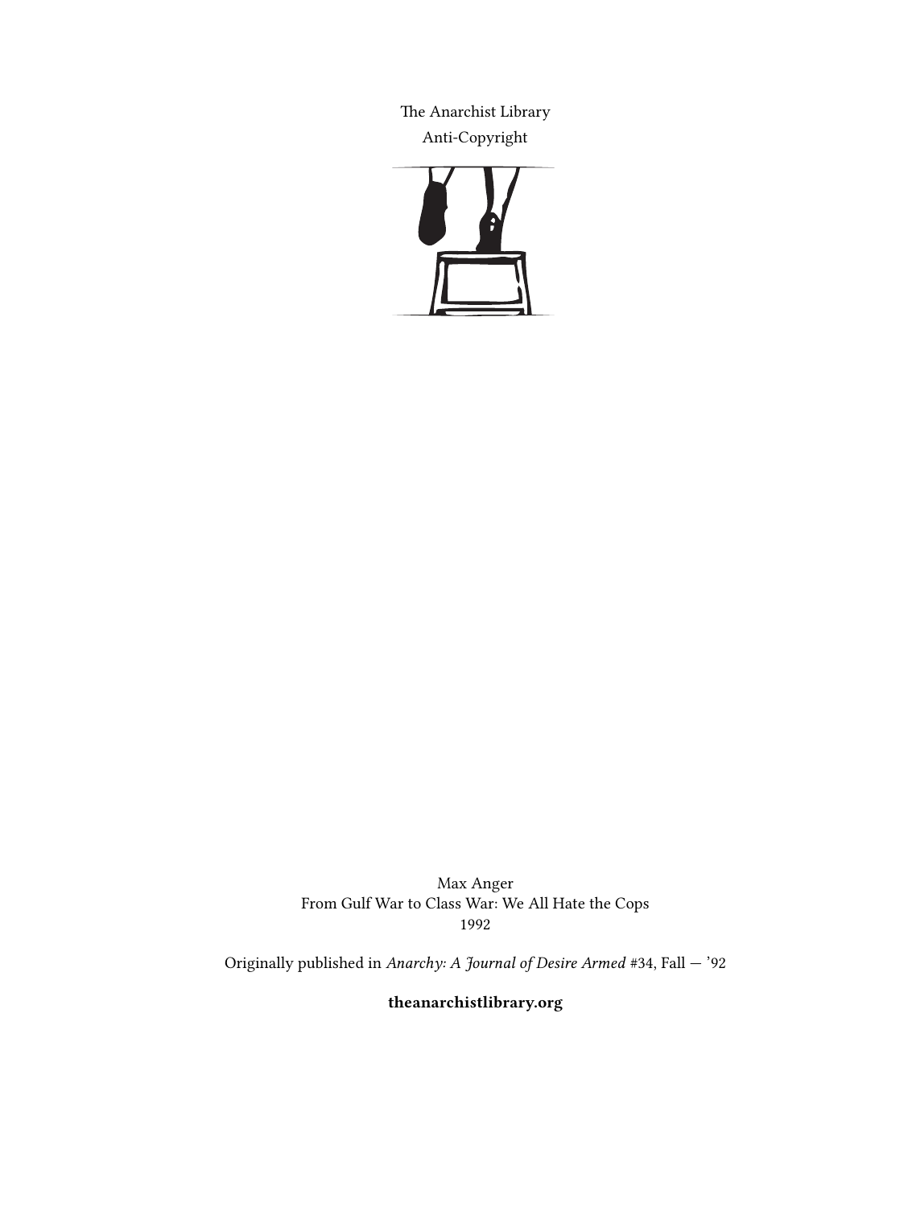The Anarchist Library
Anti-Copyright

Max Anger
From Gulf War to Class War: We All Hate the Cops
1992

Originally published in *Anarchy: A Journal of Desire Armed* #34, Fall — '92

**theanarchistlibrary.org**